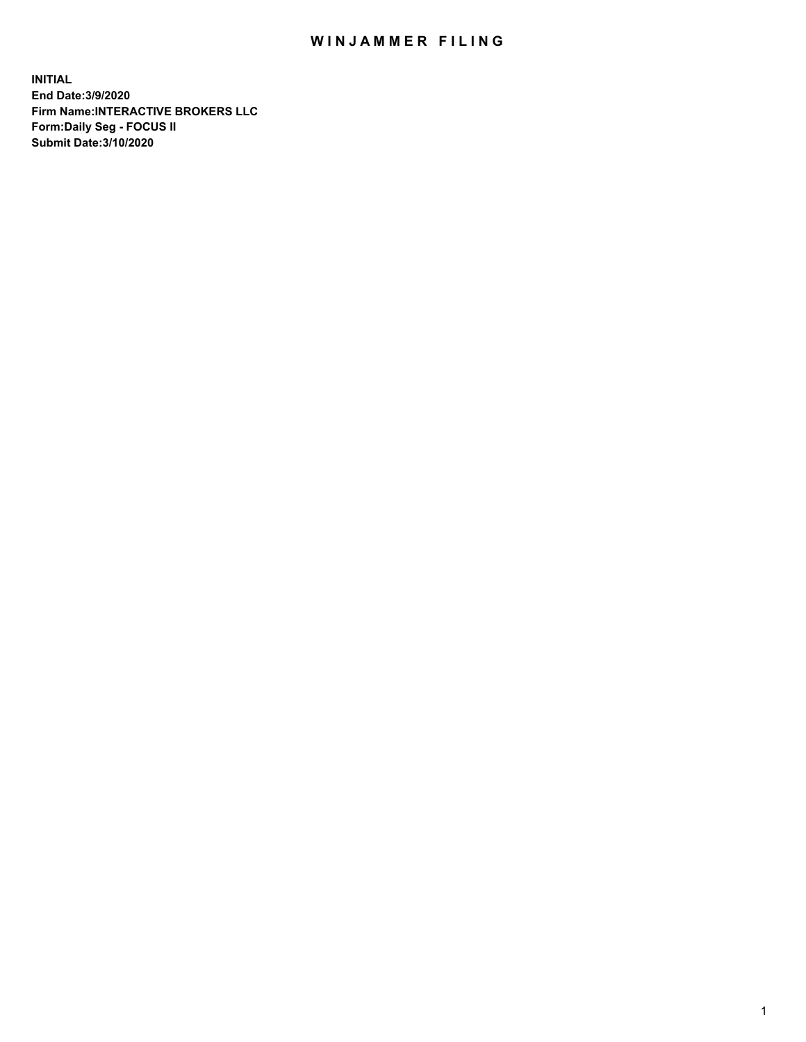# WINJAMMER FILING

**INITIAL**
**End Date:3/9/2020**
**Firm Name:INTERACTIVE BROKERS LLC**
**Form:Daily Seg - FOCUS II**
**Submit Date:3/10/2020**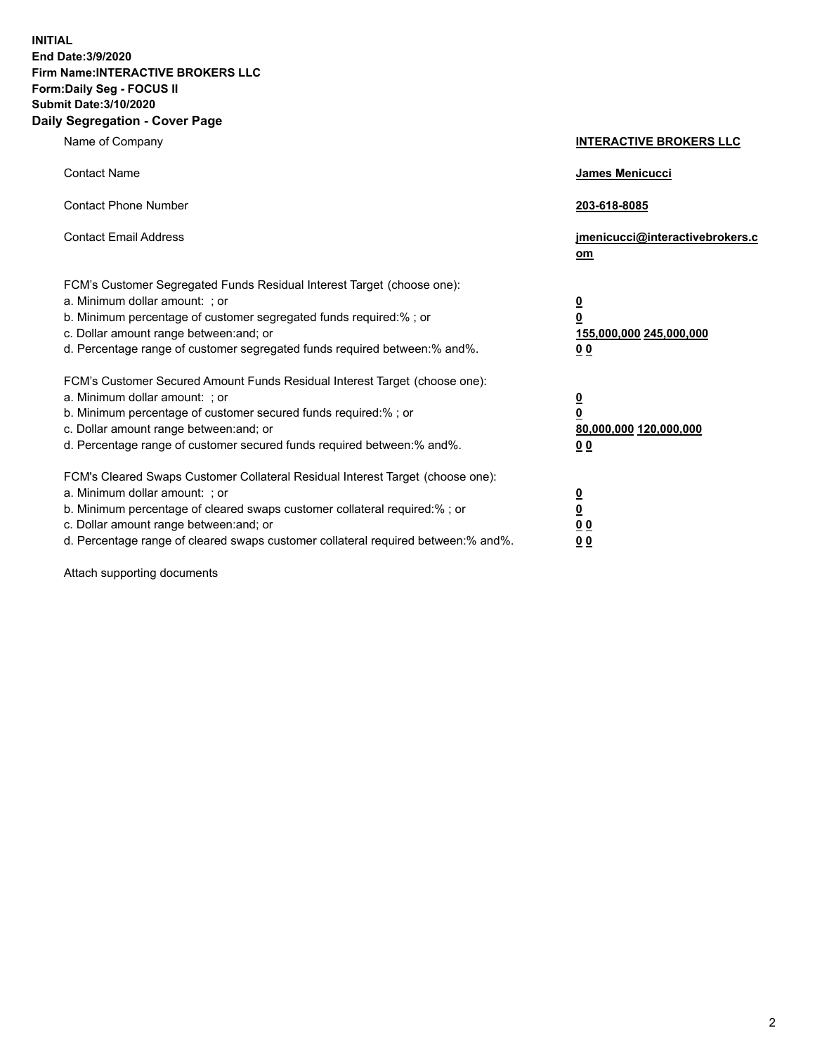**INITIAL**
**End Date:3/9/2020**
**Firm Name:INTERACTIVE BROKERS LLC**
**Form:Daily Seg - FOCUS II**
**Submit Date:3/10/2020**
**Daily Segregation - Cover Page**

| | |
|---|---|
| Name of Company | **INTERACTIVE BROKERS LLC** |
| Contact Name | **James Menicucci** |
| Contact Phone Number | **203-618-8085** |
| Contact Email Address | **jmenicucci@interactivebrokers.com** |
| FCM's Customer Segregated Funds Residual Interest Target (choose one): | |
| a. Minimum dollar amount: ; or | **0** |
| b. Minimum percentage of customer segregated funds required:% ; or | **0** |
| c. Dollar amount range between:and; or | **155,000,000 245,000,000** |
| d. Percentage range of customer segregated funds required between:% and%. | **0 0** |
| FCM's Customer Secured Amount Funds Residual Interest Target (choose one): | |
| a. Minimum dollar amount: ; or | **0** |
| b. Minimum percentage of customer secured funds required:% ; or | **0** |
| c. Dollar amount range between:and; or | **80,000,000 120,000,000** |
| d. Percentage range of customer secured funds required between:% and%. | **0 0** |
| FCM's Cleared Swaps Customer Collateral Residual Interest Target (choose one): | |
| a. Minimum dollar amount: ; or | **0** |
| b. Minimum percentage of cleared swaps customer collateral required:% ; or | **0** |
| c. Dollar amount range between:and; or | **0 0** |
| d. Percentage range of cleared swaps customer collateral required between:% and%. | **0 0** |

Attach supporting documents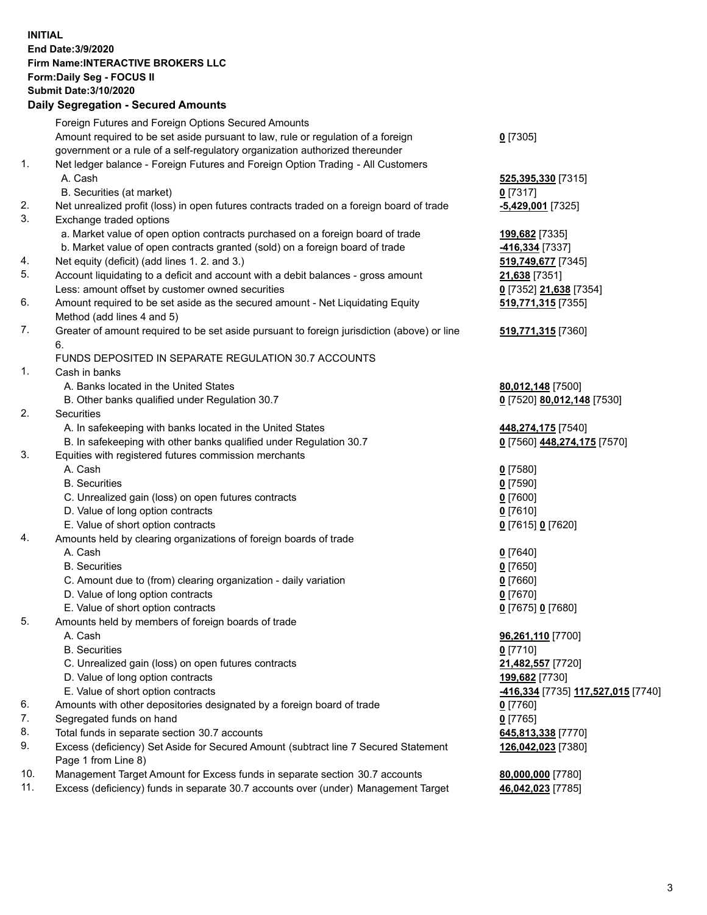**INITIAL**
**End Date:3/9/2020**
**Firm Name:INTERACTIVE BROKERS LLC**
**Form:Daily Seg - FOCUS II**
**Submit Date:3/10/2020**

## Daily Segregation - Secured Amounts

| | | |
|---|---|---|
| | Foreign Futures and Foreign Options Secured Amounts | |
| | Amount required to be set aside pursuant to law, rule or regulation of a foreign government or a rule of a self-regulatory organization authorized thereunder | **0** [7305] |
| 1. | Net ledger balance - Foreign Futures and Foreign Option Trading - All Customers | |
| | A. Cash | **525,395,330** [7315] |
| | B. Securities (at market) | **0** [7317] |
| 2. | Net unrealized profit (loss) in open futures contracts traded on a foreign board of trade | **-5,429,001** [7325] |
| 3. | Exchange traded options | |
| | a. Market value of open option contracts purchased on a foreign board of trade | **199,682** [7335] |
| | b. Market value of open contracts granted (sold) on a foreign board of trade | **-416,334** [7337] |
| 4. | Net equity (deficit) (add lines 1. 2. and 3.) | **519,749,677** [7345] |
| 5. | Account liquidating to a deficit and account with a debit balances - gross amount | **21,638** [7351] |
| | Less: amount offset by customer owned securities | **0** [7352] **21,638** [7354] |
| 6. | Amount required to be set aside as the secured amount - Net Liquidating Equity Method (add lines 4 and 5) | **519,771,315** [7355] |
| 7. | Greater of amount required to be set aside pursuant to foreign jurisdiction (above) or line 6. | **519,771,315** [7360] |
| | FUNDS DEPOSITED IN SEPARATE REGULATION 30.7 ACCOUNTS | |
| 1. | Cash in banks | |
| | A. Banks located in the United States | **80,012,148** [7500] |
| | B. Other banks qualified under Regulation 30.7 | **0** [7520] **80,012,148** [7530] |
| 2. | Securities | |
| | A. In safekeeping with banks located in the United States | **448,274,175** [7540] |
| | B. In safekeeping with other banks qualified under Regulation 30.7 | **0** [7560] **448,274,175** [7570] |
| 3. | Equities with registered futures commission merchants | |
| | A. Cash | **0** [7580] |
| | B. Securities | **0** [7590] |
| | C. Unrealized gain (loss) on open futures contracts | **0** [7600] |
| | D. Value of long option contracts | **0** [7610] |
| | E. Value of short option contracts | **0** [7615] **0** [7620] |
| 4. | Amounts held by clearing organizations of foreign boards of trade | |
| | A. Cash | **0** [7640] |
| | B. Securities | **0** [7650] |
| | C. Amount due to (from) clearing organization - daily variation | **0** [7660] |
| | D. Value of long option contracts | **0** [7670] |
| | E. Value of short option contracts | **0** [7675] **0** [7680] |
| 5. | Amounts held by members of foreign boards of trade | |
| | A. Cash | **96,261,110** [7700] |
| | B. Securities | **0** [7710] |
| | C. Unrealized gain (loss) on open futures contracts | **21,482,557** [7720] |
| | D. Value of long option contracts | **199,682** [7730] |
| | E. Value of short option contracts | **-416,334** [7735] **117,527,015** [7740] |
| 6. | Amounts with other depositories designated by a foreign board of trade | **0** [7760] |
| 7. | Segregated funds on hand | **0** [7765] |
| 8. | Total funds in separate section 30.7 accounts | **645,813,338** [7770] |
| 9. | Excess (deficiency) Set Aside for Secured Amount (subtract line 7 Secured Statement Page 1 from Line 8) | **126,042,023** [7380] |
| 10. | Management Target Amount for Excess funds in separate section 30.7 accounts | **80,000,000** [7780] |
| 11. | Excess (deficiency) funds in separate 30.7 accounts over (under) Management Target | **46,042,023** [7785] |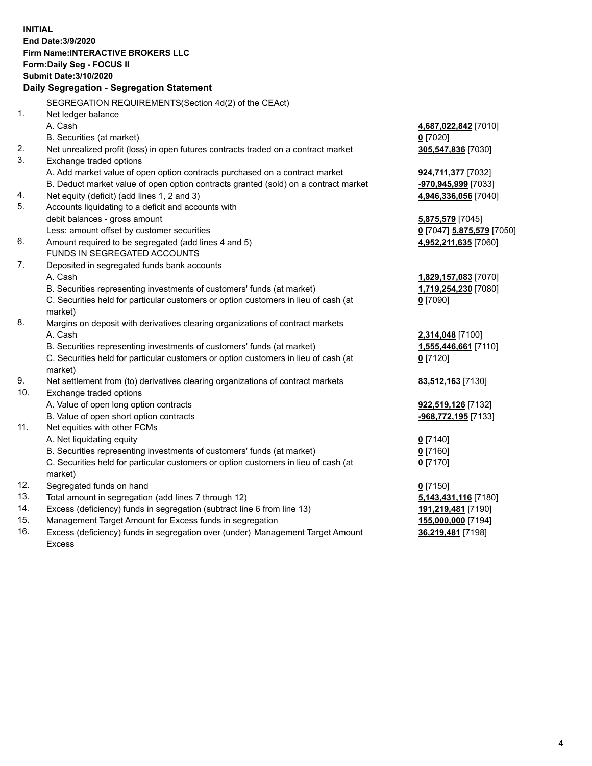**INITIAL**
**End Date:3/9/2020**
**Firm Name:INTERACTIVE BROKERS LLC**
**Form:Daily Seg - FOCUS II**
**Submit Date:3/10/2020**

**Daily Segregation - Segregation Statement**

SEGREGATION REQUIREMENTS(Section 4d(2) of the CEAct)

| | | |
|---|---|---|
| 1. | Net ledger balance | |
| | A. Cash | **4,687,022,842** [7010] |
| | B. Securities (at market) | **0** [7020] |
| 2. | Net unrealized profit (loss) in open futures contracts traded on a contract market | **305,547,836** [7030] |
| 3. | Exchange traded options | |
| | A. Add market value of open option contracts purchased on a contract market | **924,711,377** [7032] |
| | B. Deduct market value of open option contracts granted (sold) on a contract market | **-970,945,999** [7033] |
| 4. | Net equity (deficit) (add lines 1, 2 and 3) | **4,946,336,056** [7040] |
| 5. | Accounts liquidating to a deficit and accounts with debit balances - gross amount | **5,875,579** [7045] |
| | Less: amount offset by customer securities | **0** [7047] **5,875,579** [7050] |
| 6. | Amount required to be segregated (add lines 4 and 5) | **4,952,211,635** [7060] |
| | FUNDS IN SEGREGATED ACCOUNTS | |
| 7. | Deposited in segregated funds bank accounts | |
| | A. Cash | **1,829,157,083** [7070] |
| | B. Securities representing investments of customers' funds (at market) | **1,719,254,230** [7080] |
| | C. Securities held for particular customers or option customers in lieu of cash (at market) | **0** [7090] |
| 8. | Margins on deposit with derivatives clearing organizations of contract markets | |
| | A. Cash | **2,314,048** [7100] |
| | B. Securities representing investments of customers' funds (at market) | **1,555,446,661** [7110] |
| | C. Securities held for particular customers or option customers in lieu of cash (at market) | **0** [7120] |
| 9. | Net settlement from (to) derivatives clearing organizations of contract markets | **83,512,163** [7130] |
| 10. | Exchange traded options | |
| | A. Value of open long option contracts | **922,519,126** [7132] |
| | B. Value of open short option contracts | **-968,772,195** [7133] |
| 11. | Net equities with other FCMs | |
| | A. Net liquidating equity | **0** [7140] |
| | B. Securities representing investments of customers' funds (at market) | **0** [7160] |
| | C. Securities held for particular customers or option customers in lieu of cash (at market) | **0** [7170] |
| 12. | Segregated funds on hand | **0** [7150] |
| 13. | Total amount in segregation (add lines 7 through 12) | **5,143,431,116** [7180] |
| 14. | Excess (deficiency) funds in segregation (subtract line 6 from line 13) | **191,219,481** [7190] |
| 15. | Management Target Amount for Excess funds in segregation | **155,000,000** [7194] |
| 16. | Excess (deficiency) funds in segregation over (under) Management Target Amount Excess | **36,219,481** [7198] |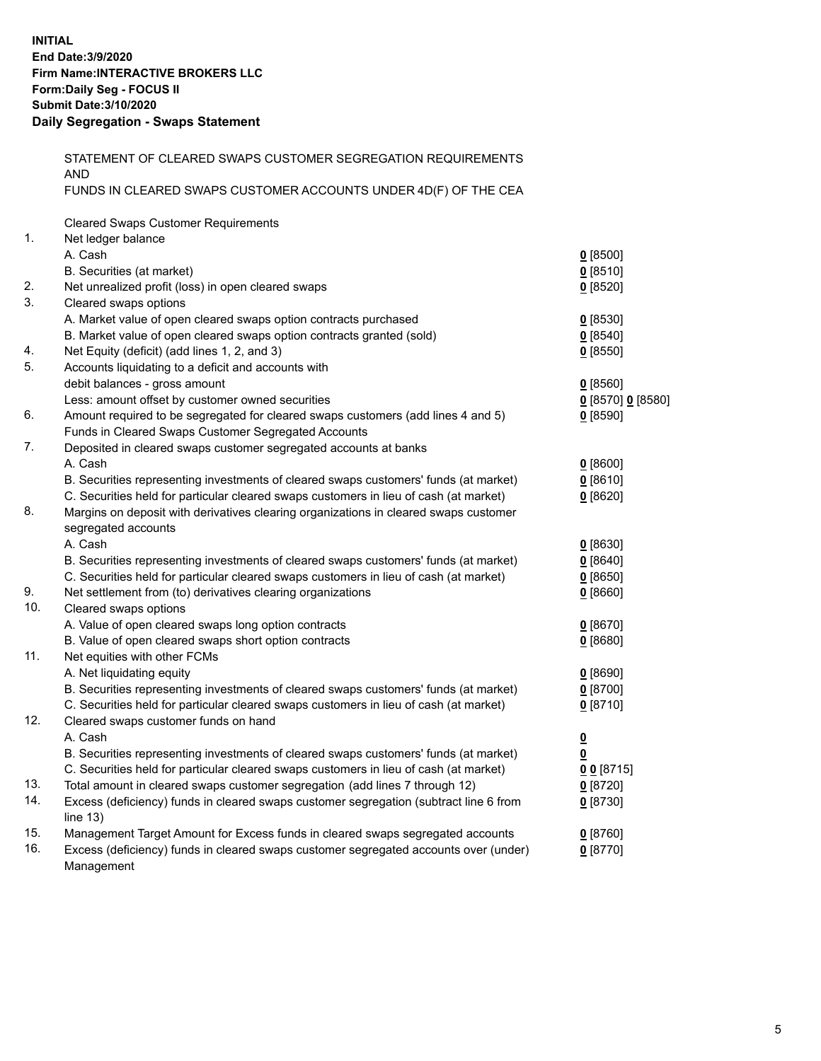**INITIAL**
**End Date:3/9/2020**
**Firm Name:INTERACTIVE BROKERS LLC**
**Form:Daily Seg - FOCUS II**
**Submit Date:3/10/2020**
**Daily Segregation - Swaps Statement**

STATEMENT OF CLEARED SWAPS CUSTOMER SEGREGATION REQUIREMENTS AND FUNDS IN CLEARED SWAPS CUSTOMER ACCOUNTS UNDER 4D(F) OF THE CEA

| | | |
|---|---|---|
| | Cleared Swaps Customer Requirements | |
| 1. | Net ledger balance | |
| | A. Cash | 0 [8500] |
| | B. Securities (at market) | 0 [8510] |
| 2. | Net unrealized profit (loss) in open cleared swaps | 0 [8520] |
| 3. | Cleared swaps options | |
| | A. Market value of open cleared swaps option contracts purchased | 0 [8530] |
| | B. Market value of open cleared swaps option contracts granted (sold) | 0 [8540] |
| 4. | Net Equity (deficit) (add lines 1, 2, and 3) | 0 [8550] |
| 5. | Accounts liquidating to a deficit and accounts with debit balances - gross amount | 0 [8560] |
| | Less: amount offset by customer owned securities | 0 [8570] 0 [8580] |
| 6. | Amount required to be segregated for cleared swaps customers (add lines 4 and 5) | 0 [8590] |
| | Funds in Cleared Swaps Customer Segregated Accounts | |
| 7. | Deposited in cleared swaps customer segregated accounts at banks | |
| | A. Cash | 0 [8600] |
| | B. Securities representing investments of cleared swaps customers' funds (at market) | 0 [8610] |
| | C. Securities held for particular cleared swaps customers in lieu of cash (at market) | 0 [8620] |
| 8. | Margins on deposit with derivatives clearing organizations in cleared swaps customer segregated accounts | |
| | A. Cash | 0 [8630] |
| | B. Securities representing investments of cleared swaps customers' funds (at market) | 0 [8640] |
| | C. Securities held for particular cleared swaps customers in lieu of cash (at market) | 0 [8650] |
| 9. | Net settlement from (to) derivatives clearing organizations | 0 [8660] |
| 10. | Cleared swaps options | |
| | A. Value of open cleared swaps long option contracts | 0 [8670] |
| | B. Value of open cleared swaps short option contracts | 0 [8680] |
| 11. | Net equities with other FCMs | |
| | A. Net liquidating equity | 0 [8690] |
| | B. Securities representing investments of cleared swaps customers' funds (at market) | 0 [8700] |
| | C. Securities held for particular cleared swaps customers in lieu of cash (at market) | 0 [8710] |
| 12. | Cleared swaps customer funds on hand | |
| | A. Cash | 0 |
| | B. Securities representing investments of cleared swaps customers' funds (at market) | 0 |
| | C. Securities held for particular cleared swaps customers in lieu of cash (at market) | 0 0 [8715] |
| 13. | Total amount in cleared swaps customer segregation (add lines 7 through 12) | 0 [8720] |
| 14. | Excess (deficiency) funds in cleared swaps customer segregation (subtract line 6 from line 13) | 0 [8730] |
| 15. | Management Target Amount for Excess funds in cleared swaps segregated accounts | 0 [8760] |
| 16. | Excess (deficiency) funds in cleared swaps customer segregated accounts over (under) Management | 0 [8770] |